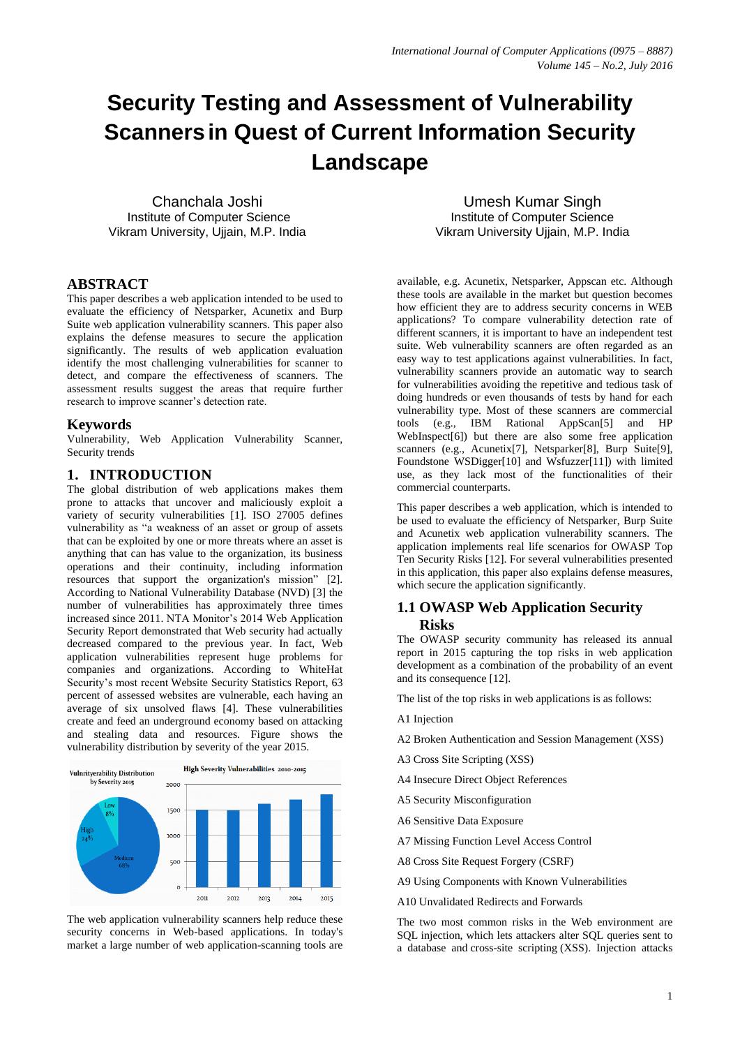# Security Testing and Assessment of Vulnerability Scanners in Quest of Current Information Security Landscape

Chanchala Joshi
Institute of Computer Science
Vikram University, Ujjain, M.P. India

Umesh Kumar Singh
Institute of Computer Science
Vikram University Ujjain, M.P. India

## ABSTRACT

This paper describes a web application intended to be used to evaluate the efficiency of Netsparker, Acunetix and Burp Suite web application vulnerability scanners. This paper also explains the defense measures to secure the application significantly. The results of web application evaluation identify the most challenging vulnerabilities for scanner to detect, and compare the effectiveness of scanners. The assessment results suggest the areas that require further research to improve scanner's detection rate.

## Keywords

Vulnerability, Web Application Vulnerability Scanner, Security trends

## 1. INTRODUCTION

The global distribution of web applications makes them prone to attacks that uncover and maliciously exploit a variety of security vulnerabilities [1]. ISO 27005 defines vulnerability as "a weakness of an asset or group of assets that can be exploited by one or more threats where an asset is anything that can has value to the organization, its business operations and their continuity, including information resources that support the organization's mission" [2]. According to National Vulnerability Database (NVD) [3] the number of vulnerabilities has approximately three times increased since 2011. NTA Monitor's 2014 Web Application Security Report demonstrated that Web security had actually decreased compared to the previous year. In fact, Web application vulnerabilities represent huge problems for companies and organizations. According to WhiteHat Security's most recent Website Security Statistics Report, 63 percent of assessed websites are vulnerable, each having an average of six unsolved flaws [4]. These vulnerabilities create and feed an underground economy based on attacking and stealing data and resources. Figure shows the vulnerability distribution by severity of the year 2015.

The web application vulnerability scanners help reduce these security concerns in Web-based applications. In today's market a large number of web application-scanning tools are available, e.g. Acunetix, Netsparker, Appscan etc. Although these tools are available in the market but question becomes how efficient they are to address security concerns in WEB applications? To compare vulnerability detection rate of different scanners, it is important to have an independent test suite. Web vulnerability scanners are often regarded as an easy way to test applications against vulnerabilities. In fact, vulnerability scanners provide an automatic way to search for vulnerabilities avoiding the repetitive and tedious task of doing hundreds or even thousands of tests by hand for each vulnerability type. Most of these scanners are commercial tools (e.g., IBM Rational AppScan[5] and HP WebInspect[6]) but there are also some free application scanners (e.g., Acunetix[7], Netsparker[8], Burp Suite[9], Foundstone WSDigger[10] and Wsfuzzer[11]) with limited use, as they lack most of the functionalities of their commercial counterparts.

This paper describes a web application, which is intended to be used to evaluate the efficiency of Netsparker, Burp Suite and Acunetix web application vulnerability scanners. The application implements real life scenarios for OWASP Top Ten Security Risks [12]. For several vulnerabilities presented in this application, this paper also explains defense measures, which secure the application significantly.

### 1.1 OWASP Web Application Security Risks

The OWASP security community has released its annual report in 2015 capturing the top risks in web application development as a combination of the probability of an event and its consequence [12].

The list of the top risks in web applications is as follows:

A1 Injection

A2 Broken Authentication and Session Management (XSS)

A3 Cross Site Scripting (XSS)

A4 Insecure Direct Object References

A5 Security Misconfiguration

A6 Sensitive Data Exposure

A7 Missing Function Level Access Control

A8 Cross Site Request Forgery (CSRF)

A9 Using Components with Known Vulnerabilities

A10 Unvalidated Redirects and Forwards

The two most common risks in the Web environment are SQL injection, which lets attackers alter SQL queries sent to a database and cross-site scripting (XSS). Injection attacks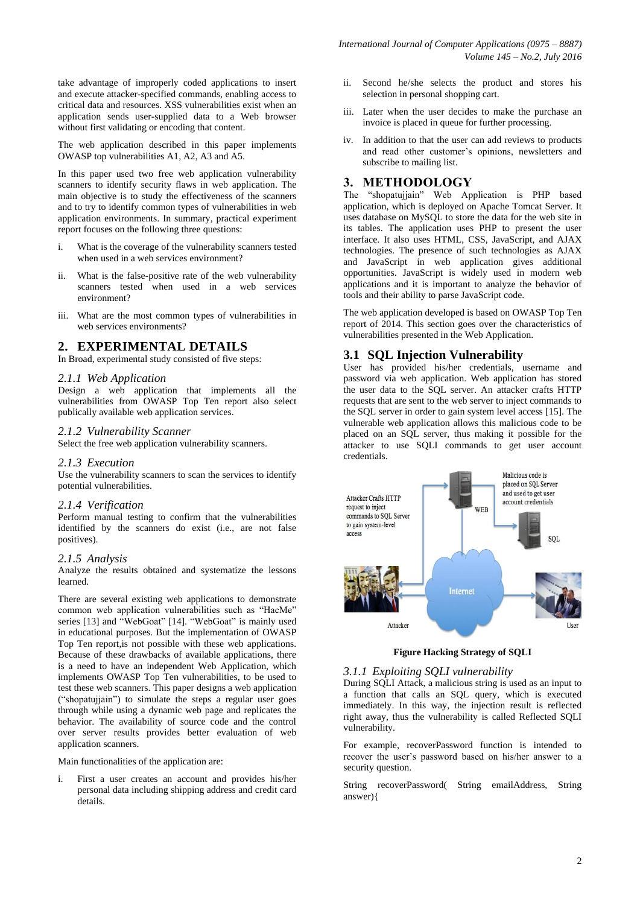take advantage of improperly coded applications to insert and execute attacker-specified commands, enabling access to critical data and resources. XSS vulnerabilities exist when an application sends user-supplied data to a Web browser without first validating or encoding that content.

The web application described in this paper implements OWASP top vulnerabilities A1, A2, A3 and A5.

In this paper used two free web application vulnerability scanners to identify security flaws in web application. The main objective is to study the effectiveness of the scanners and to try to identify common types of vulnerabilities in web application environments. In summary, practical experiment report focuses on the following three questions:

i. What is the coverage of the vulnerability scanners tested when used in a web services environment?

ii. What is the false-positive rate of the web vulnerability scanners tested when used in a web services environment?

iii. What are the most common types of vulnerabilities in web services environments?

## 2. EXPERIMENTAL DETAILS

In Broad, experimental study consisted of five steps:

### *2.1.1 Web Application*

Design a web application that implements all the vulnerabilities from OWASP Top Ten report also select publically available web application services.

### *2.1.2 Vulnerability Scanner*

Select the free web application vulnerability scanners.

### *2.1.3 Execution*

Use the vulnerability scanners to scan the services to identify potential vulnerabilities.

### *2.1.4 Verification*

Perform manual testing to confirm that the vulnerabilities identified by the scanners do exist (i.e., are not false positives).

### *2.1.5 Analysis*

Analyze the results obtained and systematize the lessons learned.

There are several existing web applications to demonstrate common web application vulnerabilities such as "HacMe" series [13] and "WebGoat" [14]. "WebGoat" is mainly used in educational purposes. But the implementation of OWASP Top Ten report,is not possible with these web applications. Because of these drawbacks of available applications, there is a need to have an independent Web Application, which implements OWASP Top Ten vulnerabilities, to be used to test these web scanners. This paper designs a web application ("shopatujjain") to simulate the steps a regular user goes through while using a dynamic web page and replicates the behavior. The availability of source code and the control over server results provides better evaluation of web application scanners.

Main functionalities of the application are:

i. First a user creates an account and provides his/her personal data including shipping address and credit card details.

ii. Second he/she selects the product and stores his selection in personal shopping cart.

iii. Later when the user decides to make the purchase an invoice is placed in queue for further processing.

iv. In addition to that the user can add reviews to products and read other customer's opinions, newsletters and subscribe to mailing list.

## 3. METHODOLOGY

The "shopatujjain" Web Application is PHP based application, which is deployed on Apache Tomcat Server. It uses database on MySQL to store the data for the web site in its tables. The application uses PHP to present the user interface. It also uses HTML, CSS, JavaScript, and AJAX technologies. The presence of such technologies as AJAX and JavaScript in web application gives additional opportunities. JavaScript is widely used in modern web applications and it is important to analyze the behavior of tools and their ability to parse JavaScript code.

The web application developed is based on OWASP Top Ten report of 2014. This section goes over the characteristics of vulnerabilities presented in the Web Application.

## 3.1 SQL Injection Vulnerability

User has provided his/her credentials, username and password via web application. Web application has stored the user data to the SQL server. An attacker crafts HTTP requests that are sent to the web server to inject commands to the SQL server in order to gain system level access [15]. The vulnerable web application allows this malicious code to be placed on an SQL server, thus making it possible for the attacker to use SQLI commands to get user account credentials.

**Figure Hacking Strategy of SQLI**

### *3.1.1 Exploiting SQLI vulnerability*

During SQLI Attack, a malicious string is used as an input to a function that calls an SQL query, which is executed immediately. In this way, the injection result is reflected right away, thus the vulnerability is called Reflected SQLI vulnerability.

For example, recoverPassword function is intended to recover the user's password based on his/her answer to a security question.

```
String recoverPassword( String emailAddress, String answer){
```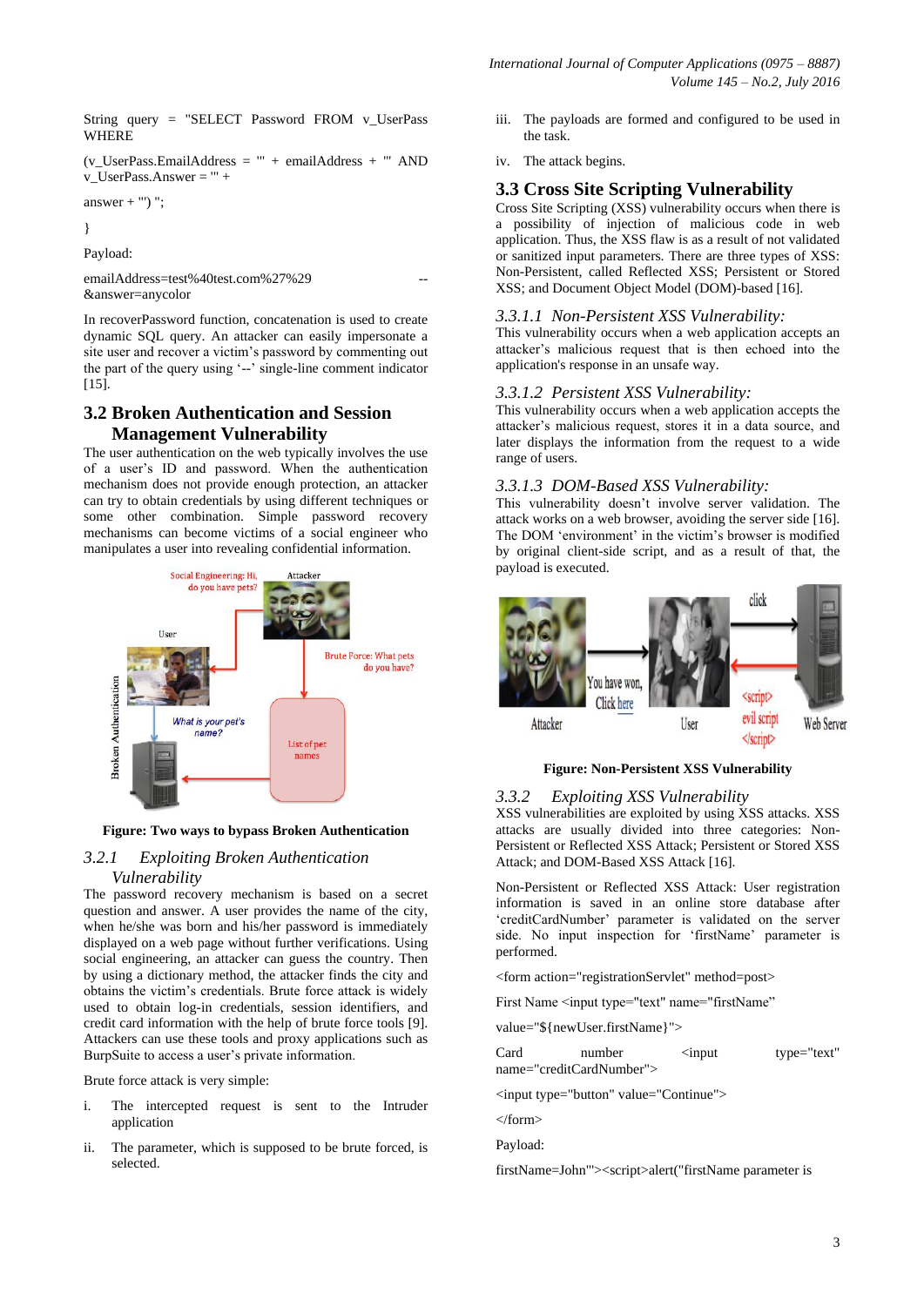String query = "SELECT Password FROM v_UserPass WHERE

(v_UserPass.EmailAddress = '" + emailAddress + "' AND v_UserPass.Answer = '" +

answer + "') ";

}

Payload:

emailAddress=test%40test.com%27%29 --&answer=anycolor

In recoverPassword function, concatenation is used to create dynamic SQL query. An attacker can easily impersonate a site user and recover a victim's password by commenting out the part of the query using '--' single-line comment indicator [15].

## 3.2 Broken Authentication and Session Management Vulnerability

The user authentication on the web typically involves the use of a user's ID and password. When the authentication mechanism does not provide enough protection, an attacker can try to obtain credentials by using different techniques or some other combination. Simple password recovery mechanisms can become victims of a social engineer who manipulates a user into revealing confidential information.

**Figure: Two ways to bypass Broken Authentication**

### 3.2.1 *Exploiting Broken Authentication Vulnerability*

The password recovery mechanism is based on a secret question and answer. A user provides the name of the city, when he/she was born and his/her password is immediately displayed on a web page without further verifications. Using social engineering, an attacker can guess the country. Then by using a dictionary method, the attacker finds the city and obtains the victim's credentials. Brute force attack is widely used to obtain log-in credentials, session identifiers, and credit card information with the help of brute force tools [9]. Attackers can use these tools and proxy applications such as BurpSuite to access a user's private information.

Brute force attack is very simple:

i. The intercepted request is sent to the Intruder application

ii. The parameter, which is supposed to be brute forced, is selected.

iii. The payloads are formed and configured to be used in the task.

iv. The attack begins.

## 3.3 Cross Site Scripting Vulnerability

Cross Site Scripting (XSS) vulnerability occurs when there is a possibility of injection of malicious code in web application. Thus, the XSS flaw is as a result of not validated or sanitized input parameters. There are three types of XSS: Non-Persistent, called Reflected XSS; Persistent or Stored XSS; and Document Object Model (DOM)-based [16].

### 3.3.1.1 *Non-Persistent XSS Vulnerability:*

This vulnerability occurs when a web application accepts an attacker's malicious request that is then echoed into the application's response in an unsafe way.

### 3.3.1.2 *Persistent XSS Vulnerability:*

This vulnerability occurs when a web application accepts the attacker's malicious request, stores it in a data source, and later displays the information from the request to a wide range of users.

### 3.3.1.3 *DOM-Based XSS Vulnerability:*

This vulnerability doesn't involve server validation. The attack works on a web browser, avoiding the server side [16]. The DOM 'environment' in the victim's browser is modified by original client-side script, and as a result of that, the payload is executed.

**Figure: Non-Persistent XSS Vulnerability**

### 3.3.2 *Exploiting XSS Vulnerability*

XSS vulnerabilities are exploited by using XSS attacks. XSS attacks are usually divided into three categories: Non-Persistent or Reflected XSS Attack; Persistent or Stored XSS Attack; and DOM-Based XSS Attack [16].

Non-Persistent or Reflected XSS Attack: User registration information is saved in an online store database after 'creditCardNumber' parameter is validated on the server side. No input inspection for 'firstName' parameter is performed.

<form action="registrationServlet" method=post>

First Name <input type="text" name="firstName"

value="${newUser.firstName}">

Card number <input type="text" name="creditCardNumber">

<input type="button" value="Continue">

</form>

Payload:

firstName=John"'><script>alert("firstName parameter is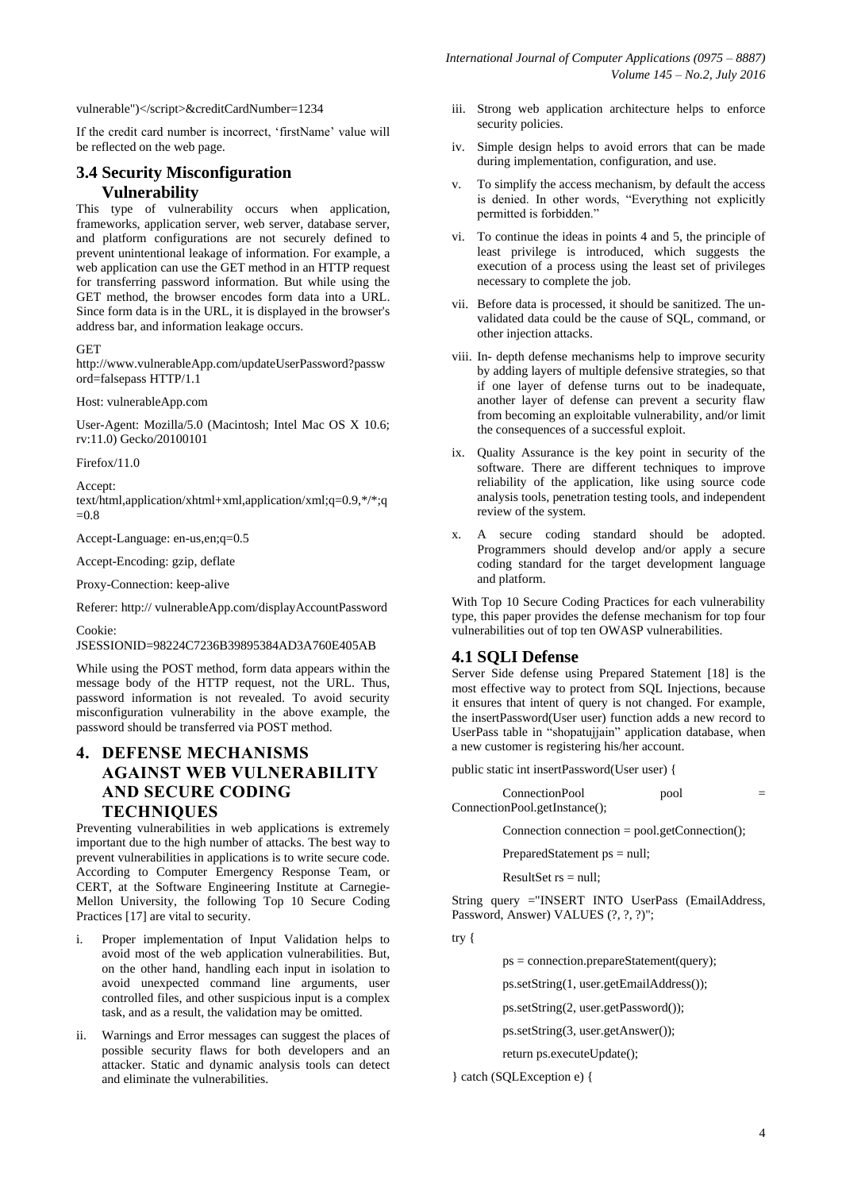vulnerable")</script>&creditCardNumber=1234

If the credit card number is incorrect, 'firstName' value will be reflected on the web page.

## 3.4 Security Misconfiguration Vulnerability

This type of vulnerability occurs when application, frameworks, application server, web server, database server, and platform configurations are not securely defined to prevent unintentional leakage of information. For example, a web application can use the GET method in an HTTP request for transferring password information. But while using the GET method, the browser encodes form data into a URL. Since form data is in the URL, it is displayed in the browser's address bar, and information leakage occurs.

```
GET
http://www.vulnerableApp.com/updateUserPassword?password=falsepass HTTP/1.1

Host: vulnerableApp.com

User-Agent: Mozilla/5.0 (Macintosh; Intel Mac OS X 10.6; rv:11.0) Gecko/20100101

Firefox/11.0

Accept:
text/html,application/xhtml+xml,application/xml;q=0.9,*/*;q=0.8

Accept-Language: en-us,en;q=0.5

Accept-Encoding: gzip, deflate

Proxy-Connection: keep-alive

Referer: http:// vulnerableApp.com/displayAccountPassword

Cookie:
JSESSIONID=98224C7236B39895384AD3A760E405AB
```

While using the POST method, form data appears within the message body of the HTTP request, not the URL. Thus, password information is not revealed. To avoid security misconfiguration vulnerability in the above example, the password should be transferred via POST method.

# 4. DEFENSE MECHANISMS AGAINST WEB VULNERABILITY AND SECURE CODING TECHNIQUES

Preventing vulnerabilities in web applications is extremely important due to the high number of attacks. The best way to prevent vulnerabilities in applications is to write secure code. According to Computer Emergency Response Team, or CERT, at the Software Engineering Institute at Carnegie-Mellon University, the following Top 10 Secure Coding Practices [17] are vital to security.

i. Proper implementation of Input Validation helps to avoid most of the web application vulnerabilities. But, on the other hand, handling each input in isolation to avoid unexpected command line arguments, user controlled files, and other suspicious input is a complex task, and as a result, the validation may be omitted.

ii. Warnings and Error messages can suggest the places of possible security flaws for both developers and an attacker. Static and dynamic analysis tools can detect and eliminate the vulnerabilities.

iii. Strong web application architecture helps to enforce security policies.

iv. Simple design helps to avoid errors that can be made during implementation, configuration, and use.

v. To simplify the access mechanism, by default the access is denied. In other words, "Everything not explicitly permitted is forbidden."

vi. To continue the ideas in points 4 and 5, the principle of least privilege is introduced, which suggests the execution of a process using the least set of privileges necessary to complete the job.

vii. Before data is processed, it should be sanitized. The un-validated data could be the cause of SQL, command, or other injection attacks.

viii. In- depth defense mechanisms help to improve security by adding layers of multiple defensive strategies, so that if one layer of defense turns out to be inadequate, another layer of defense can prevent a security flaw from becoming an exploitable vulnerability, and/or limit the consequences of a successful exploit.

ix. Quality Assurance is the key point in security of the software. There are different techniques to improve reliability of the application, like using source code analysis tools, penetration testing tools, and independent review of the system.

x. A secure coding standard should be adopted. Programmers should develop and/or apply a secure coding standard for the target development language and platform.

With Top 10 Secure Coding Practices for each vulnerability type, this paper provides the defense mechanism for top four vulnerabilities out of top ten OWASP vulnerabilities.

## 4.1 SQLI Defense

Server Side defense using Prepared Statement [18] is the most effective way to protect from SQL Injections, because it ensures that intent of query is not changed. For example, the insertPassword(User user) function adds a new record to UserPass table in "shopatujjain" application database, when a new customer is registering his/her account.

```
public static int insertPassword(User user) {

    ConnectionPool pool = ConnectionPool.getInstance();

    Connection connection = pool.getConnection();

    PreparedStatement ps = null;

    ResultSet rs = null;

String query ="INSERT INTO UserPass (EmailAddress, Password, Answer) VALUES (?, ?, ?)";

try {

    ps = connection.prepareStatement(query);

    ps.setString(1, user.getEmailAddress());

    ps.setString(2, user.getPassword());

    ps.setString(3, user.getAnswer());

    return ps.executeUpdate();

} catch (SQLException e) {
```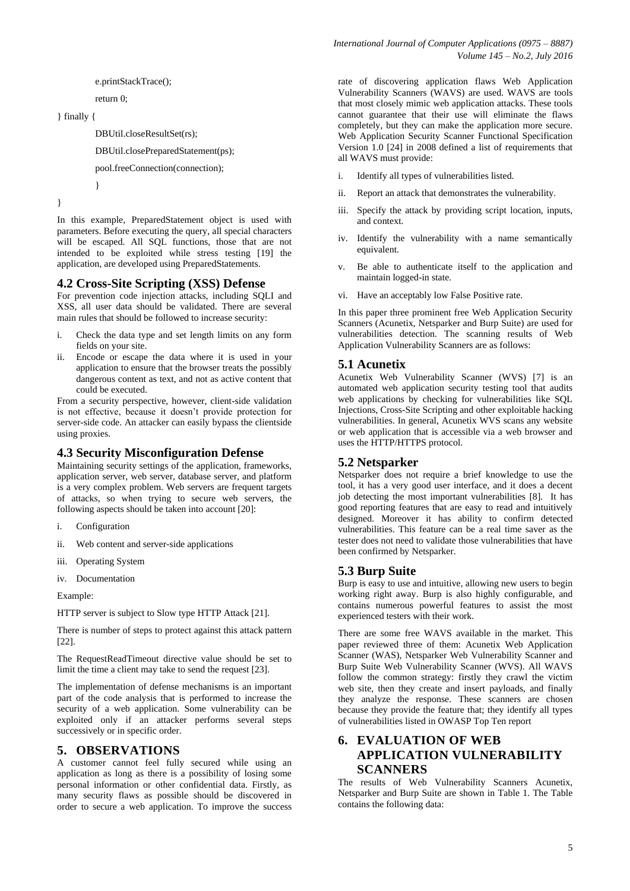```
            e.printStackTrace();
            return 0;
} finally {
            DBUtil.closeResultSet(rs);
            DBUtil.closePreparedStatement(ps);
            pool.freeConnection(connection);
            }
}
```

In this example, PreparedStatement object is used with parameters. Before executing the query, all special characters will be escaped. All SQL functions, those that are not intended to be exploited while stress testing [19] the application, are developed using PreparedStatements.

### 4.2 Cross-Site Scripting (XSS) Defense

For prevention code injection attacks, including SQLI and XSS, all user data should be validated. There are several main rules that should be followed to increase security:

i. Check the data type and set length limits on any form fields on your site.
ii. Encode or escape the data where it is used in your application to ensure that the browser treats the possibly dangerous content as text, and not as active content that could be executed.

From a security perspective, however, client-side validation is not effective, because it doesn't provide protection for server-side code. An attacker can easily bypass the clientside using proxies.

### 4.3 Security Misconfiguration Defense

Maintaining security settings of the application, frameworks, application server, web server, database server, and platform is a very complex problem. Web servers are frequent targets of attacks, so when trying to secure web servers, the following aspects should be taken into account [20]:

i. Configuration
ii. Web content and server-side applications
iii. Operating System
iv. Documentation

Example:

HTTP server is subject to Slow type HTTP Attack [21].

There is number of steps to protect against this attack pattern [22].

The RequestReadTimeout directive value should be set to limit the time a client may take to send the request [23].

The implementation of defense mechanisms is an important part of the code analysis that is performed to increase the security of a web application. Some vulnerability can be exploited only if an attacker performs several steps successively or in specific order.

## 5. OBSERVATIONS

A customer cannot feel fully secured while using an application as long as there is a possibility of losing some personal information or other confidential data. Firstly, as many security flaws as possible should be discovered in order to secure a web application. To improve the success rate of discovering application flaws Web Application Vulnerability Scanners (WAVS) are used. WAVS are tools that most closely mimic web application attacks. These tools cannot guarantee that their use will eliminate the flaws completely, but they can make the application more secure. Web Application Security Scanner Functional Specification Version 1.0 [24] in 2008 defined a list of requirements that all WAVS must provide:

i. Identify all types of vulnerabilities listed.
ii. Report an attack that demonstrates the vulnerability.
iii. Specify the attack by providing script location, inputs, and context.
iv. Identify the vulnerability with a name semantically equivalent.
v. Be able to authenticate itself to the application and maintain logged-in state.
vi. Have an acceptably low False Positive rate.

In this paper three prominent free Web Application Security Scanners (Acunetix, Netsparker and Burp Suite) are used for vulnerabilities detection. The scanning results of Web Application Vulnerability Scanners are as follows:

### 5.1 Acunetix

Acunetix Web Vulnerability Scanner (WVS) [7] is an automated web application security testing tool that audits web applications by checking for vulnerabilities like SQL Injections, Cross-Site Scripting and other exploitable hacking vulnerabilities. In general, Acunetix WVS scans any website or web application that is accessible via a web browser and uses the HTTP/HTTPS protocol.

### 5.2 Netsparker

Netsparker does not require a brief knowledge to use the tool, it has a very good user interface, and it does a decent job detecting the most important vulnerabilities [8]. It has good reporting features that are easy to read and intuitively designed. Moreover it has ability to confirm detected vulnerabilities. This feature can be a real time saver as the tester does not need to validate those vulnerabilities that have been confirmed by Netsparker.

### 5.3 Burp Suite

Burp is easy to use and intuitive, allowing new users to begin working right away. Burp is also highly configurable, and contains numerous powerful features to assist the most experienced testers with their work.

There are some free WAVS available in the market. This paper reviewed three of them: Acunetix Web Application Scanner (WAS), Netsparker Web Vulnerability Scanner and Burp Suite Web Vulnerability Scanner (WVS). All WAVS follow the common strategy: firstly they crawl the victim web site, then they create and insert payloads, and finally they analyze the response. These scanners are chosen because they provide the feature that; they identify all types of vulnerabilities listed in OWASP Top Ten report

## 6. EVALUATION OF WEB APPLICATION VULNERABILITY SCANNERS

The results of Web Vulnerability Scanners Acunetix, Netsparker and Burp Suite are shown in Table 1. The Table contains the following data: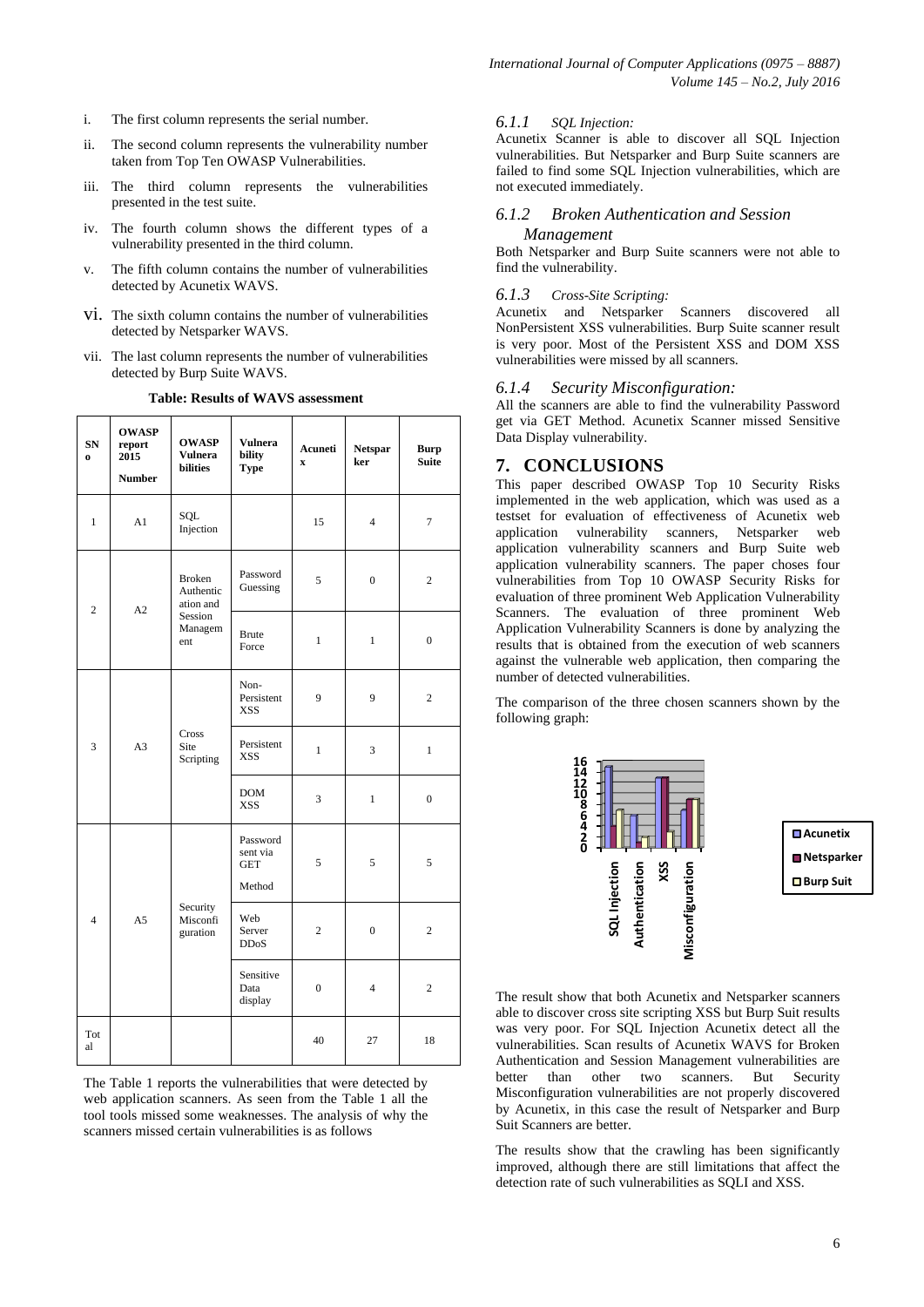i. The first column represents the serial number.

ii. The second column represents the vulnerability number taken from Top Ten OWASP Vulnerabilities.

iii. The third column represents the vulnerabilities presented in the test suite.

iv. The fourth column shows the different types of a vulnerability presented in the third column.

v. The fifth column contains the number of vulnerabilities detected by Acunetix WAVS.

vi. The sixth column contains the number of vulnerabilities detected by Netsparker WAVS.

vii. The last column represents the number of vulnerabilities detected by Burp Suite WAVS.

**Table: Results of WAVS assessment**

| SN o | OWASP report 2015 Number | OWASP Vulnera bilities | Vulnera bility Type | Acuneti x | Netspar ker | Burp Suite |
|---|---|---|---|---|---|---|
| 1 | A1 | SQL Injection | | 15 | 4 | 7 |
| 2 | A2 | Broken Authentic ation and Session Managem ent | Password Guessing | 5 | 0 | 2 |
| | | | Brute Force | 1 | 1 | 0 |
| 3 | A3 | Cross Site Scripting | Non-Persistent XSS | 9 | 9 | 2 |
| | | | Persistent XSS | 1 | 3 | 1 |
| | | | DOM XSS | 3 | 1 | 0 |
| 4 | A5 | Security Misconfi guration | Password sent via GET Method | 5 | 5 | 5 |
| | | | Web Server DDoS | 2 | 0 | 2 |
| | | | Sensitive Data display | 0 | 4 | 2 |
| Tot al | | | | 40 | 27 | 18 |

The Table 1 reports the vulnerabilities that were detected by web application scanners. As seen from the Table 1 all the tool tools missed some weaknesses. The analysis of why the scanners missed certain vulnerabilities is as follows

#### 6.1.1 *SQL Injection:*

Acunetix Scanner is able to discover all SQL Injection vulnerabilities. But Netsparker and Burp Suite scanners are failed to find some SQL Injection vulnerabilities, which are not executed immediately.

#### 6.1.2 *Broken Authentication and Session Management*

Both Netsparker and Burp Suite scanners were not able to find the vulnerability.

#### 6.1.3 *Cross-Site Scripting:*

Acunetix and Netsparker Scanners discovered all NonPersistent XSS vulnerabilities. Burp Suite scanner result is very poor. Most of the Persistent XSS and DOM XSS vulnerabilities were missed by all scanners.

#### 6.1.4 *Security Misconfiguration:*

All the scanners are able to find the vulnerability Password get via GET Method. Acunetix Scanner missed Sensitive Data Display vulnerability.

## 7. CONCLUSIONS

This paper described OWASP Top 10 Security Risks implemented in the web application, which was used as a testset for evaluation of effectiveness of Acunetix web application vulnerability scanners, Netsparker web application vulnerability scanners and Burp Suite web application vulnerability scanners. The paper choses four vulnerabilities from Top 10 OWASP Security Risks for evaluation of three prominent Web Application Vulnerability Scanners. The evaluation of three prominent Web Application Vulnerability Scanners is done by analyzing the results that is obtained from the execution of web scanners against the vulnerable web application, then comparing the number of detected vulnerabilities.

The comparison of the three chosen scanners shown by the following graph:

The result show that both Acunetix and Netsparker scanners able to discover cross site scripting XSS but Burp Suit results was very poor. For SQL Injection Acunetix detect all the vulnerabilities. Scan results of Acunetix WAVS for Broken Authentication and Session Management vulnerabilities are better than other two scanners. But Security Misconfiguration vulnerabilities are not properly discovered by Acunetix, in this case the result of Netsparker and Burp Suit Scanners are better.

The results show that the crawling has been significantly improved, although there are still limitations that affect the detection rate of such vulnerabilities as SQLI and XSS.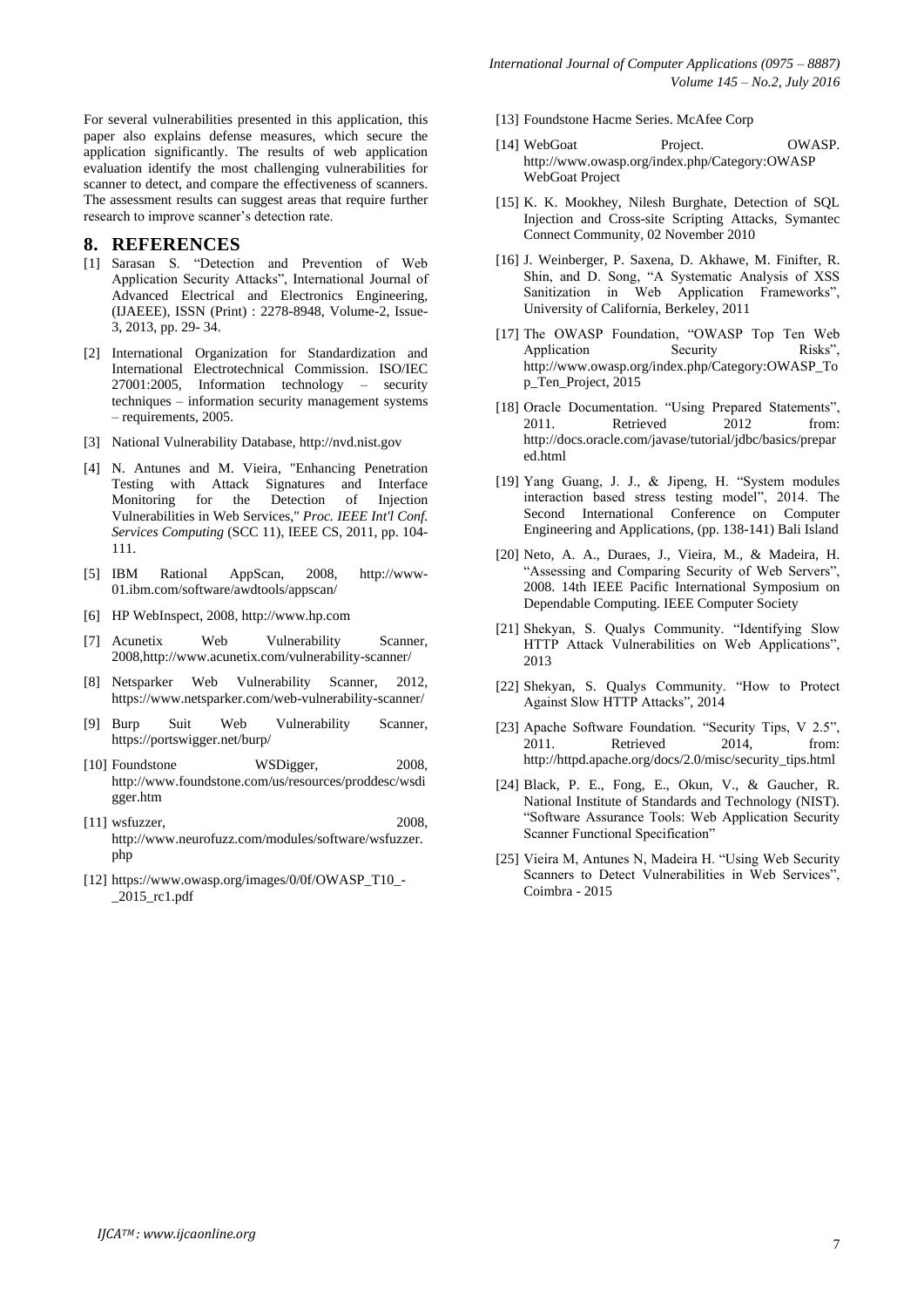For several vulnerabilities presented in this application, this paper also explains defense measures, which secure the application significantly. The results of web application evaluation identify the most challenging vulnerabilities for scanner to detect, and compare the effectiveness of scanners. The assessment results can suggest areas that require further research to improve scanner's detection rate.

## 8. REFERENCES

[1] Sarasan S. "Detection and Prevention of Web Application Security Attacks", International Journal of Advanced Electrical and Electronics Engineering, (IJAEEE), ISSN (Print) : 2278-8948, Volume-2, Issue-3, 2013, pp. 29- 34.

[2] International Organization for Standardization and International Electrotechnical Commission. ISO/IEC 27001:2005, Information technology – security techniques – information security management systems – requirements, 2005.

[3] National Vulnerability Database, http://nvd.nist.gov

[4] N. Antunes and M. Vieira, "Enhancing Penetration Testing with Attack Signatures and Interface Monitoring for the Detection of Injection Vulnerabilities in Web Services," *Proc. IEEE Int'l Conf. Services Computing* (SCC 11), IEEE CS, 2011, pp. 104-111.

[5] IBM Rational AppScan, 2008, http://www-01.ibm.com/software/awdtools/appscan/

[6] HP WebInspect, 2008, http://www.hp.com

[7] Acunetix Web Vulnerability Scanner, 2008,http://www.acunetix.com/vulnerability-scanner/

[8] Netsparker Web Vulnerability Scanner, 2012, https://www.netsparker.com/web-vulnerability-scanner/

[9] Burp Suit Web Vulnerability Scanner, https://portswigger.net/burp/

[10] Foundstone WSDigger, 2008, http://www.foundstone.com/us/resources/proddesc/wsdigger.htm

[11] wsfuzzer, 2008, http://www.neurofuzz.com/modules/software/wsfuzzer.php

[12] https://www.owasp.org/images/0/0f/OWASP_T10_-_2015_rc1.pdf

[13] Foundstone Hacme Series. McAfee Corp

[14] WebGoat Project. OWASP. http://www.owasp.org/index.php/Category:OWASP WebGoat Project

[15] K. K. Mookhey, Nilesh Burghate, Detection of SQL Injection and Cross-site Scripting Attacks, Symantec Connect Community, 02 November 2010

[16] J. Weinberger, P. Saxena, D. Akhawe, M. Finifter, R. Shin, and D. Song, "A Systematic Analysis of XSS Sanitization in Web Application Frameworks", University of California, Berkeley, 2011

[17] The OWASP Foundation, "OWASP Top Ten Web Application Security Risks", http://www.owasp.org/index.php/Category:OWASP_Top_Ten_Project, 2015

[18] Oracle Documentation. "Using Prepared Statements", 2011. Retrieved 2012 from: http://docs.oracle.com/javase/tutorial/jdbc/basics/prepared.html

[19] Yang Guang, J. J., & Jipeng, H. "System modules interaction based stress testing model", 2014. The Second International Conference on Computer Engineering and Applications, (pp. 138-141) Bali Island

[20] Neto, A. A., Duraes, J., Vieira, M., & Madeira, H. "Assessing and Comparing Security of Web Servers", 2008. 14th IEEE Pacific International Symposium on Dependable Computing. IEEE Computer Society

[21] Shekyan, S. Qualys Community. "Identifying Slow HTTP Attack Vulnerabilities on Web Applications", 2013

[22] Shekyan, S. Qualys Community. "How to Protect Against Slow HTTP Attacks", 2014

[23] Apache Software Foundation. "Security Tips, V 2.5", 2011. Retrieved 2014, from: http://httpd.apache.org/docs/2.0/misc/security_tips.html

[24] Black, P. E., Fong, E., Okun, V., & Gaucher, R. National Institute of Standards and Technology (NIST). "Software Assurance Tools: Web Application Security Scanner Functional Specification"

[25] Vieira M, Antunes N, Madeira H. "Using Web Security Scanners to Detect Vulnerabilities in Web Services", Coimbra - 2015